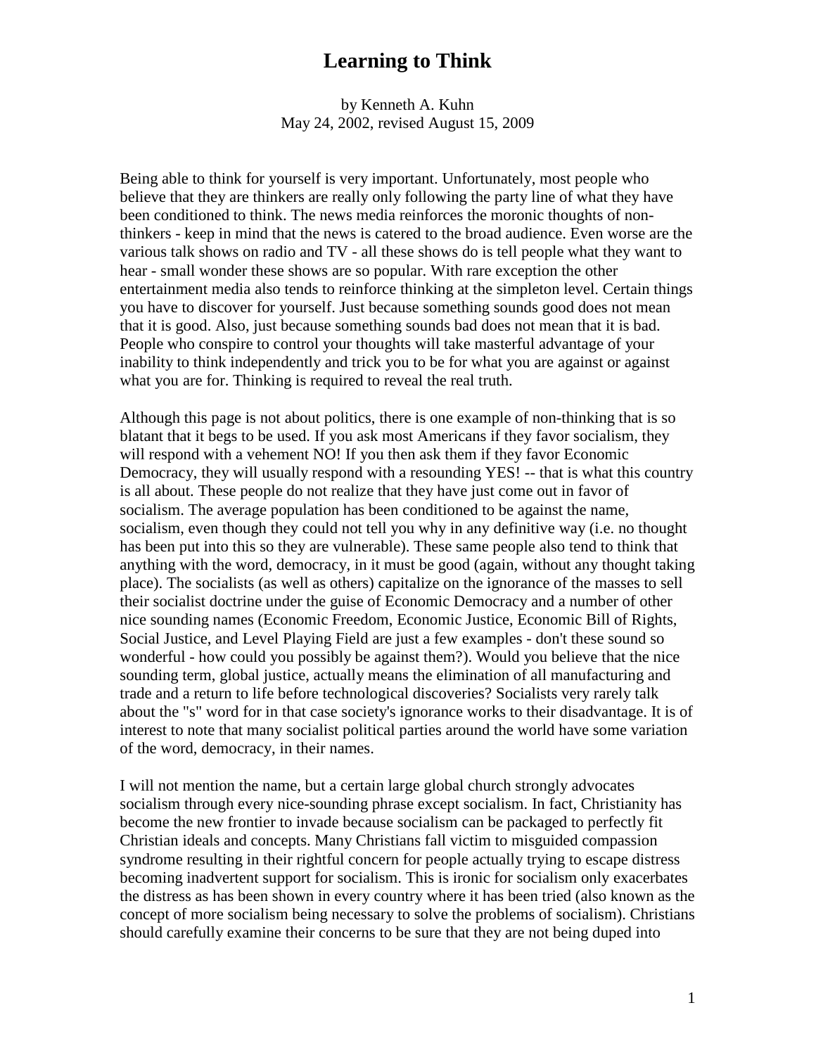# Learning to Think

by Kenneth A. Kuhn
May 24, 2002, revised August 15, 2009

Being able to think for yourself is very important. Unfortunately, most people who believe that they are thinkers are really only following the party line of what they have been conditioned to think. The news media reinforces the moronic thoughts of non-thinkers - keep in mind that the news is catered to the broad audience. Even worse are the various talk shows on radio and TV - all these shows do is tell people what they want to hear - small wonder these shows are so popular. With rare exception the other entertainment media also tends to reinforce thinking at the simpleton level. Certain things you have to discover for yourself. Just because something sounds good does not mean that it is good. Also, just because something sounds bad does not mean that it is bad. People who conspire to control your thoughts will take masterful advantage of your inability to think independently and trick you to be for what you are against or against what you are for. Thinking is required to reveal the real truth.

Although this page is not about politics, there is one example of non-thinking that is so blatant that it begs to be used. If you ask most Americans if they favor socialism, they will respond with a vehement NO! If you then ask them if they favor Economic Democracy, they will usually respond with a resounding YES! -- that is what this country is all about. These people do not realize that they have just come out in favor of socialism. The average population has been conditioned to be against the name, socialism, even though they could not tell you why in any definitive way (i.e. no thought has been put into this so they are vulnerable). These same people also tend to think that anything with the word, democracy, in it must be good (again, without any thought taking place). The socialists (as well as others) capitalize on the ignorance of the masses to sell their socialist doctrine under the guise of Economic Democracy and a number of other nice sounding names (Economic Freedom, Economic Justice, Economic Bill of Rights, Social Justice, and Level Playing Field are just a few examples - don't these sound so wonderful - how could you possibly be against them?). Would you believe that the nice sounding term, global justice, actually means the elimination of all manufacturing and trade and a return to life before technological discoveries? Socialists very rarely talk about the "s" word for in that case society's ignorance works to their disadvantage. It is of interest to note that many socialist political parties around the world have some variation of the word, democracy, in their names.

I will not mention the name, but a certain large global church strongly advocates socialism through every nice-sounding phrase except socialism. In fact, Christianity has become the new frontier to invade because socialism can be packaged to perfectly fit Christian ideals and concepts. Many Christians fall victim to misguided compassion syndrome resulting in their rightful concern for people actually trying to escape distress becoming inadvertent support for socialism. This is ironic for socialism only exacerbates the distress as has been shown in every country where it has been tried (also known as the concept of more socialism being necessary to solve the problems of socialism). Christians should carefully examine their concerns to be sure that they are not being duped into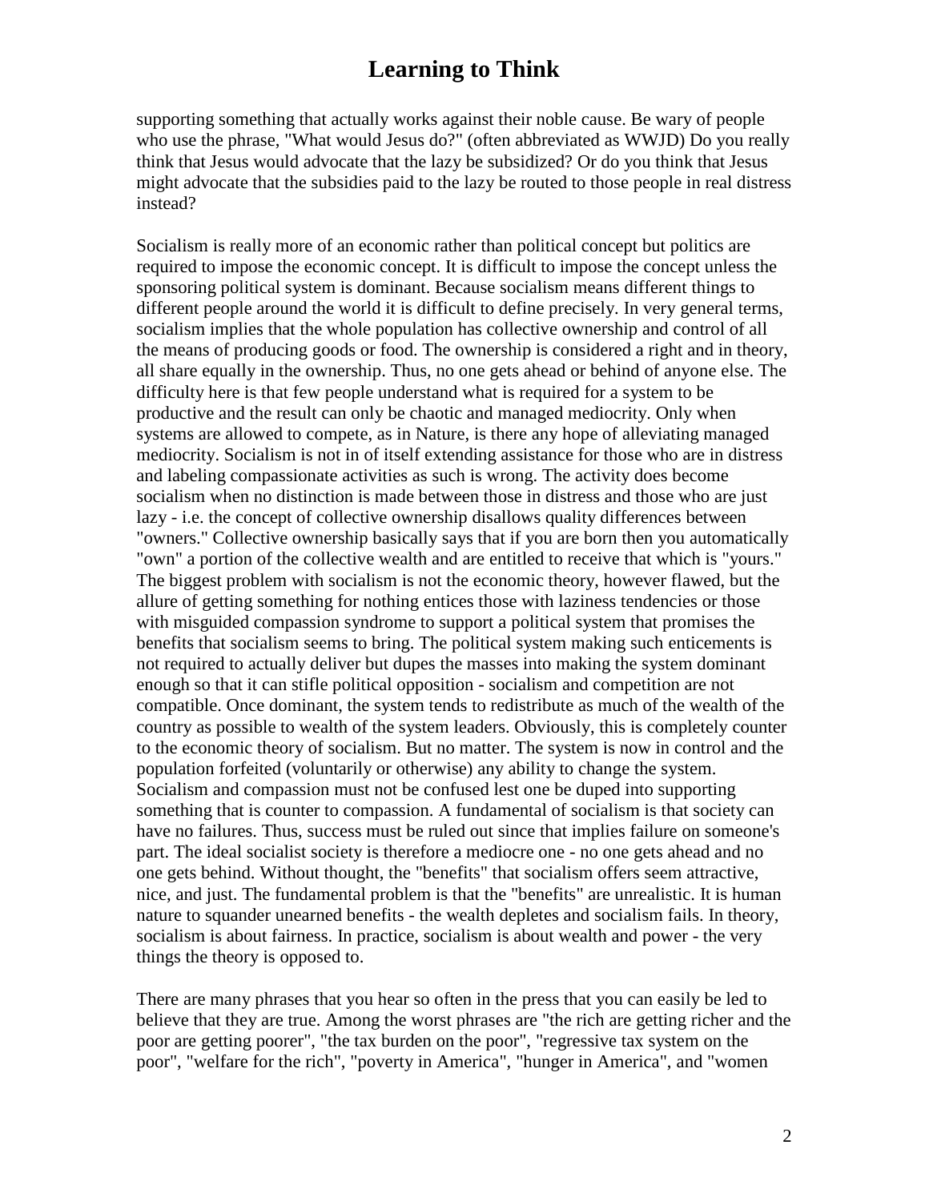supporting something that actually works against their noble cause. Be wary of people who use the phrase, "What would Jesus do?" (often abbreviated as WWJD) Do you really think that Jesus would advocate that the lazy be subsidized? Or do you think that Jesus might advocate that the subsidies paid to the lazy be routed to those people in real distress instead?

Socialism is really more of an economic rather than political concept but politics are required to impose the economic concept. It is difficult to impose the concept unless the sponsoring political system is dominant. Because socialism means different things to different people around the world it is difficult to define precisely. In very general terms, socialism implies that the whole population has collective ownership and control of all the means of producing goods or food. The ownership is considered a right and in theory, all share equally in the ownership. Thus, no one gets ahead or behind of anyone else. The difficulty here is that few people understand what is required for a system to be productive and the result can only be chaotic and managed mediocrity. Only when systems are allowed to compete, as in Nature, is there any hope of alleviating managed mediocrity. Socialism is not in of itself extending assistance for those who are in distress and labeling compassionate activities as such is wrong. The activity does become socialism when no distinction is made between those in distress and those who are just lazy - i.e. the concept of collective ownership disallows quality differences between "owners." Collective ownership basically says that if you are born then you automatically "own" a portion of the collective wealth and are entitled to receive that which is "yours." The biggest problem with socialism is not the economic theory, however flawed, but the allure of getting something for nothing entices those with laziness tendencies or those with misguided compassion syndrome to support a political system that promises the benefits that socialism seems to bring. The political system making such enticements is not required to actually deliver but dupes the masses into making the system dominant enough so that it can stifle political opposition - socialism and competition are not compatible. Once dominant, the system tends to redistribute as much of the wealth of the country as possible to wealth of the system leaders. Obviously, this is completely counter to the economic theory of socialism. But no matter. The system is now in control and the population forfeited (voluntarily or otherwise) any ability to change the system. Socialism and compassion must not be confused lest one be duped into supporting something that is counter to compassion. A fundamental of socialism is that society can have no failures. Thus, success must be ruled out since that implies failure on someone's part. The ideal socialist society is therefore a mediocre one - no one gets ahead and no one gets behind. Without thought, the "benefits" that socialism offers seem attractive, nice, and just. The fundamental problem is that the "benefits" are unrealistic. It is human nature to squander unearned benefits - the wealth depletes and socialism fails. In theory, socialism is about fairness. In practice, socialism is about wealth and power - the very things the theory is opposed to.

There are many phrases that you hear so often in the press that you can easily be led to believe that they are true. Among the worst phrases are "the rich are getting richer and the poor are getting poorer", "the tax burden on the poor", "regressive tax system on the poor", "welfare for the rich", "poverty in America", "hunger in America", and "women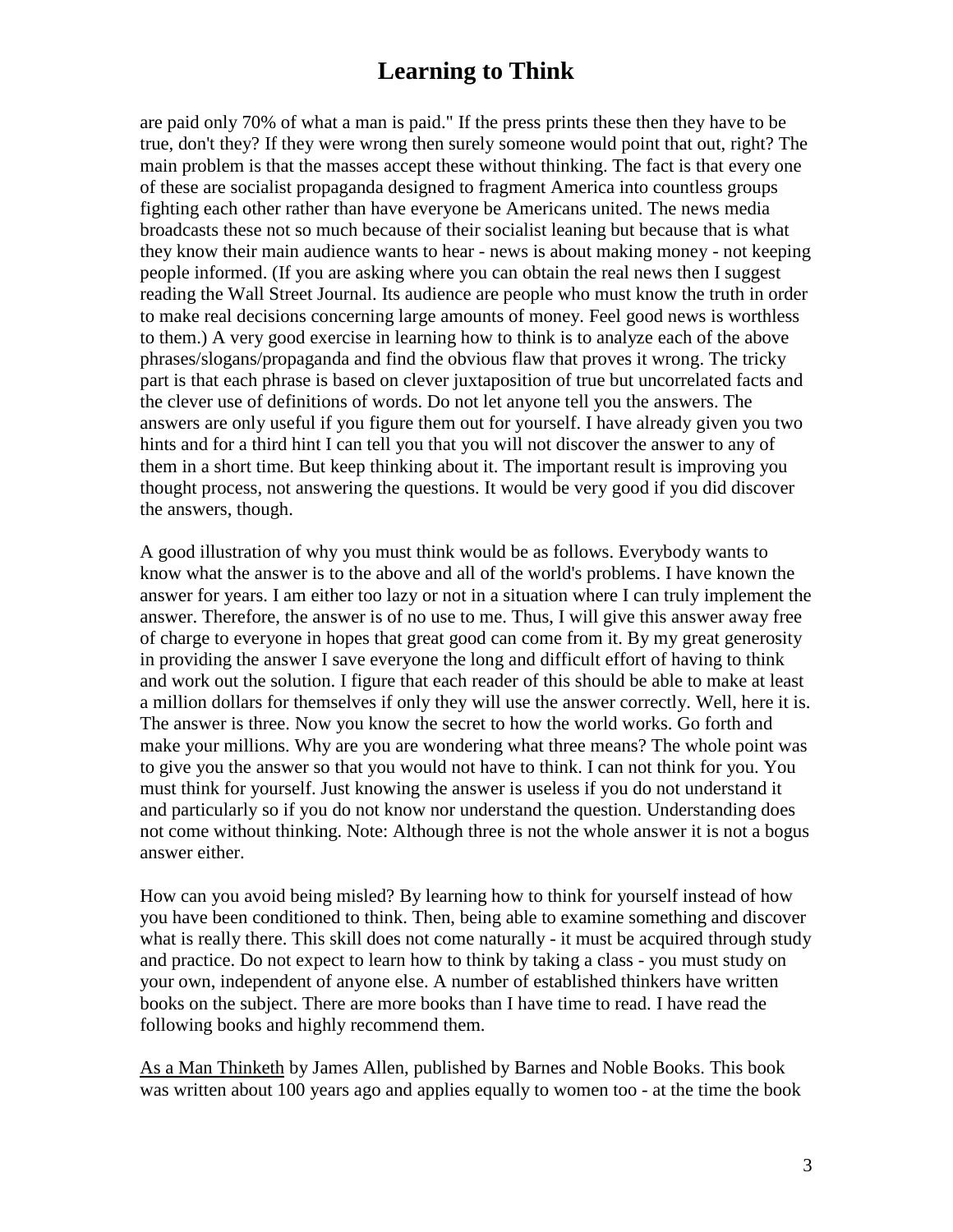are paid only 70% of what a man is paid." If the press prints these then they have to be true, don't they? If they were wrong then surely someone would point that out, right? The main problem is that the masses accept these without thinking. The fact is that every one of these are socialist propaganda designed to fragment America into countless groups fighting each other rather than have everyone be Americans united. The news media broadcasts these not so much because of their socialist leaning but because that is what they know their main audience wants to hear - news is about making money - not keeping people informed. (If you are asking where you can obtain the real news then I suggest reading the Wall Street Journal. Its audience are people who must know the truth in order to make real decisions concerning large amounts of money. Feel good news is worthless to them.) A very good exercise in learning how to think is to analyze each of the above phrases/slogans/propaganda and find the obvious flaw that proves it wrong. The tricky part is that each phrase is based on clever juxtaposition of true but uncorrelated facts and the clever use of definitions of words. Do not let anyone tell you the answers. The answers are only useful if you figure them out for yourself. I have already given you two hints and for a third hint I can tell you that you will not discover the answer to any of them in a short time. But keep thinking about it. The important result is improving you thought process, not answering the questions. It would be very good if you did discover the answers, though.

A good illustration of why you must think would be as follows. Everybody wants to know what the answer is to the above and all of the world's problems. I have known the answer for years. I am either too lazy or not in a situation where I can truly implement the answer. Therefore, the answer is of no use to me. Thus, I will give this answer away free of charge to everyone in hopes that great good can come from it. By my great generosity in providing the answer I save everyone the long and difficult effort of having to think and work out the solution. I figure that each reader of this should be able to make at least a million dollars for themselves if only they will use the answer correctly. Well, here it is. The answer is three. Now you know the secret to how the world works. Go forth and make your millions. Why are you are wondering what three means? The whole point was to give you the answer so that you would not have to think. I can not think for you. You must think for yourself. Just knowing the answer is useless if you do not understand it and particularly so if you do not know nor understand the question. Understanding does not come without thinking. Note: Although three is not the whole answer it is not a bogus answer either.

How can you avoid being misled? By learning how to think for yourself instead of how you have been conditioned to think. Then, being able to examine something and discover what is really there. This skill does not come naturally - it must be acquired through study and practice. Do not expect to learn how to think by taking a class - you must study on your own, independent of anyone else. A number of established thinkers have written books on the subject. There are more books than I have time to read. I have read the following books and highly recommend them.

As a Man Thinketh by James Allen, published by Barnes and Noble Books. This book was written about 100 years ago and applies equally to women too - at the time the book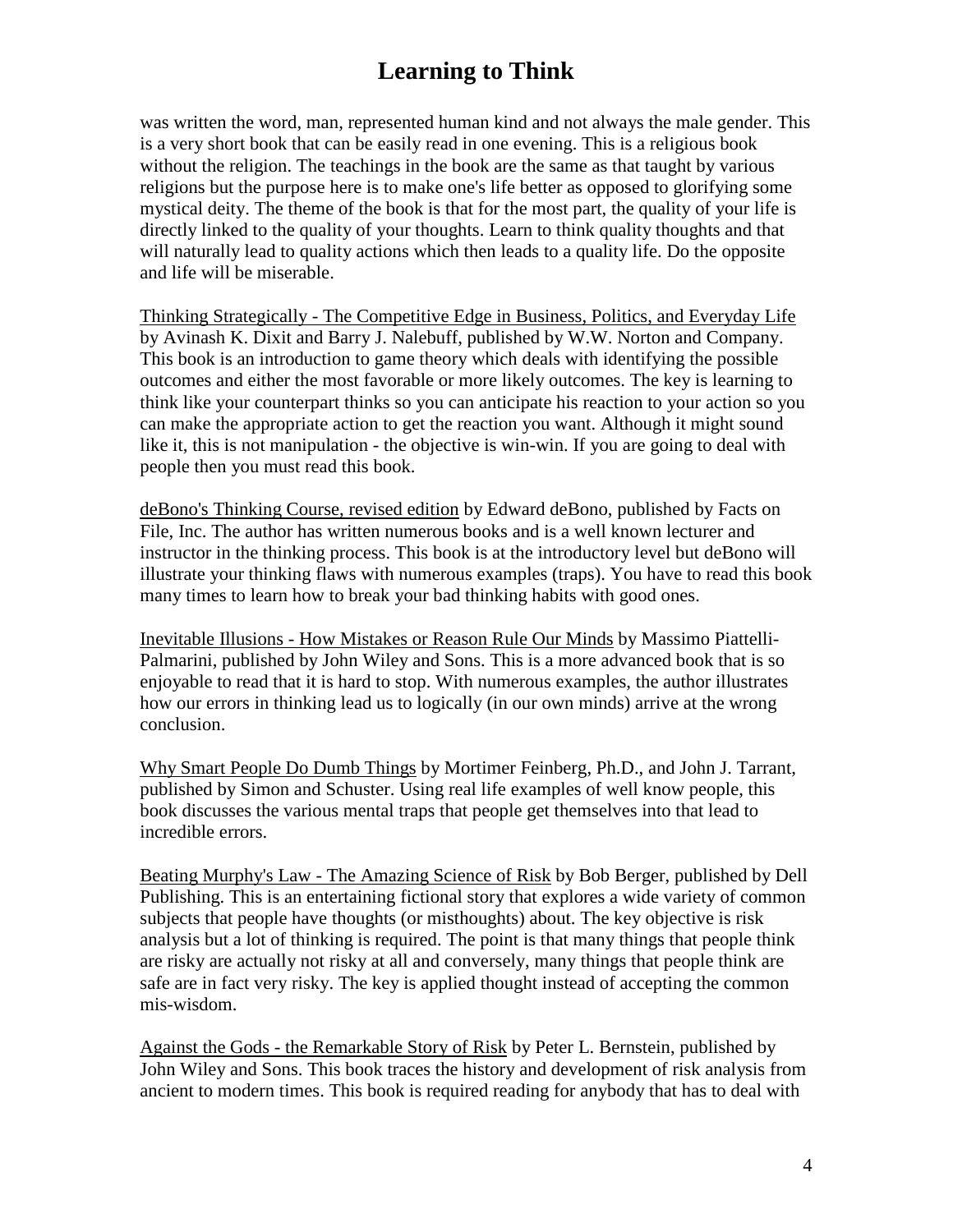was written the word, man, represented human kind and not always the male gender. This is a very short book that can be easily read in one evening. This is a religious book without the religion. The teachings in the book are the same as that taught by various religions but the purpose here is to make one's life better as opposed to glorifying some mystical deity. The theme of the book is that for the most part, the quality of your life is directly linked to the quality of your thoughts. Learn to think quality thoughts and that will naturally lead to quality actions which then leads to a quality life. Do the opposite and life will be miserable.

<u>Thinking Strategically - The Competitive Edge in Business, Politics, and Everyday Life</u> by Avinash K. Dixit and Barry J. Nalebuff, published by W.W. Norton and Company. This book is an introduction to game theory which deals with identifying the possible outcomes and either the most favorable or more likely outcomes. The key is learning to think like your counterpart thinks so you can anticipate his reaction to your action so you can make the appropriate action to get the reaction you want. Although it might sound like it, this is not manipulation - the objective is win-win. If you are going to deal with people then you must read this book.

<u>deBono's Thinking Course, revised edition</u> by Edward deBono, published by Facts on File, Inc. The author has written numerous books and is a well known lecturer and instructor in the thinking process. This book is at the introductory level but deBono will illustrate your thinking flaws with numerous examples (traps). You have to read this book many times to learn how to break your bad thinking habits with good ones.

<u>Inevitable Illusions - How Mistakes or Reason Rule Our Minds</u> by Massimo Piattelli-Palmarini, published by John Wiley and Sons. This is a more advanced book that is so enjoyable to read that it is hard to stop. With numerous examples, the author illustrates how our errors in thinking lead us to logically (in our own minds) arrive at the wrong conclusion.

<u>Why Smart People Do Dumb Things</u> by Mortimer Feinberg, Ph.D., and John J. Tarrant, published by Simon and Schuster. Using real life examples of well know people, this book discusses the various mental traps that people get themselves into that lead to incredible errors.

<u>Beating Murphy's Law - The Amazing Science of Risk</u> by Bob Berger, published by Dell Publishing. This is an entertaining fictional story that explores a wide variety of common subjects that people have thoughts (or misthoughts) about. The key objective is risk analysis but a lot of thinking is required. The point is that many things that people think are risky are actually not risky at all and conversely, many things that people think are safe are in fact very risky. The key is applied thought instead of accepting the common mis-wisdom.

<u>Against the Gods - the Remarkable Story of Risk</u> by Peter L. Bernstein, published by John Wiley and Sons. This book traces the history and development of risk analysis from ancient to modern times. This book is required reading for anybody that has to deal with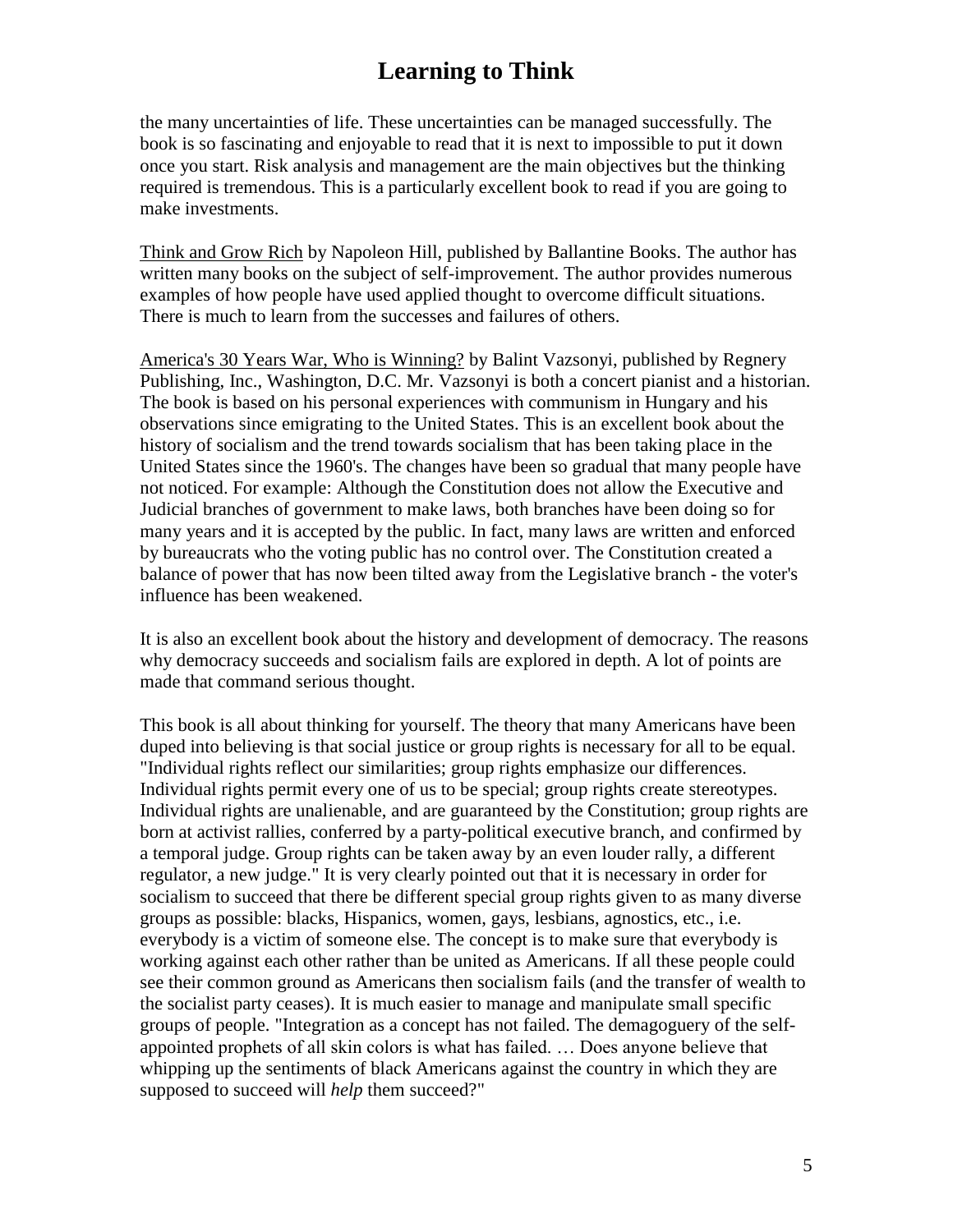the many uncertainties of life. These uncertainties can be managed successfully. The book is so fascinating and enjoyable to read that it is next to impossible to put it down once you start. Risk analysis and management are the main objectives but the thinking required is tremendous. This is a particularly excellent book to read if you are going to make investments.

<u>Think and Grow Rich</u> by Napoleon Hill, published by Ballantine Books. The author has written many books on the subject of self-improvement. The author provides numerous examples of how people have used applied thought to overcome difficult situations. There is much to learn from the successes and failures of others.

<u>America's 30 Years War, Who is Winning?</u> by Balint Vazsonyi, published by Regnery Publishing, Inc., Washington, D.C. Mr. Vazsonyi is both a concert pianist and a historian. The book is based on his personal experiences with communism in Hungary and his observations since emigrating to the United States. This is an excellent book about the history of socialism and the trend towards socialism that has been taking place in the United States since the 1960's. The changes have been so gradual that many people have not noticed. For example: Although the Constitution does not allow the Executive and Judicial branches of government to make laws, both branches have been doing so for many years and it is accepted by the public. In fact, many laws are written and enforced by bureaucrats who the voting public has no control over. The Constitution created a balance of power that has now been tilted away from the Legislative branch - the voter's influence has been weakened.

It is also an excellent book about the history and development of democracy. The reasons why democracy succeeds and socialism fails are explored in depth. A lot of points are made that command serious thought.

This book is all about thinking for yourself. The theory that many Americans have been duped into believing is that social justice or group rights is necessary for all to be equal. "Individual rights reflect our similarities; group rights emphasize our differences. Individual rights permit every one of us to be special; group rights create stereotypes. Individual rights are unalienable, and are guaranteed by the Constitution; group rights are born at activist rallies, conferred by a party-political executive branch, and confirmed by a temporal judge. Group rights can be taken away by an even louder rally, a different regulator, a new judge." It is very clearly pointed out that it is necessary in order for socialism to succeed that there be different special group rights given to as many diverse groups as possible: blacks, Hispanics, women, gays, lesbians, agnostics, etc., i.e. everybody is a victim of someone else. The concept is to make sure that everybody is working against each other rather than be united as Americans. If all these people could see their common ground as Americans then socialism fails (and the transfer of wealth to the socialist party ceases). It is much easier to manage and manipulate small specific groups of people. "Integration as a concept has not failed. The demagoguery of the self-appointed prophets of all skin colors is what has failed. … Does anyone believe that whipping up the sentiments of black Americans against the country in which they are supposed to succeed will *help* them succeed?"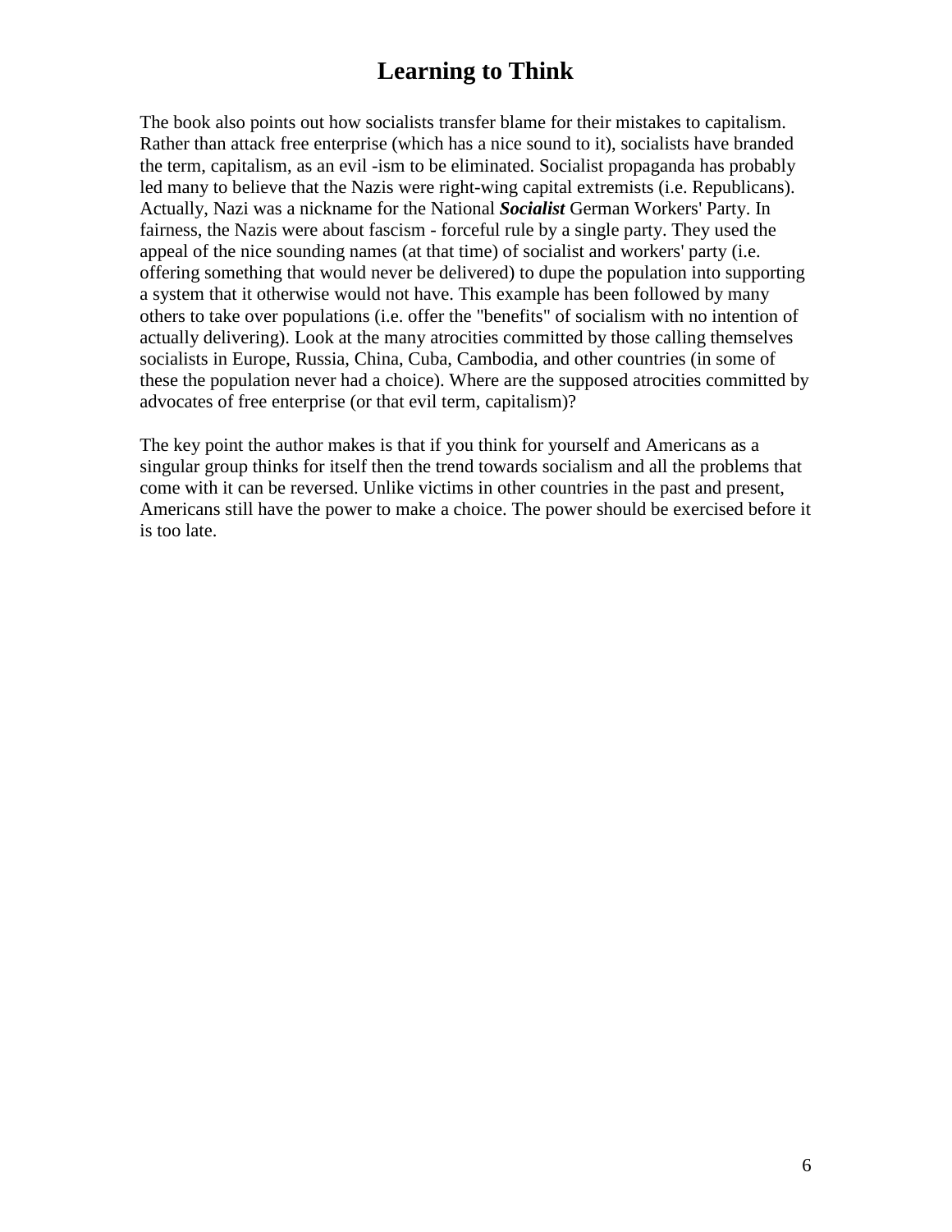# Learning to Think

The book also points out how socialists transfer blame for their mistakes to capitalism. Rather than attack free enterprise (which has a nice sound to it), socialists have branded the term, capitalism, as an evil -ism to be eliminated. Socialist propaganda has probably led many to believe that the Nazis were right-wing capital extremists (i.e. Republicans). Actually, Nazi was a nickname for the National ***Socialist*** German Workers' Party. In fairness, the Nazis were about fascism - forceful rule by a single party. They used the appeal of the nice sounding names (at that time) of socialist and workers' party (i.e. offering something that would never be delivered) to dupe the population into supporting a system that it otherwise would not have. This example has been followed by many others to take over populations (i.e. offer the "benefits" of socialism with no intention of actually delivering). Look at the many atrocities committed by those calling themselves socialists in Europe, Russia, China, Cuba, Cambodia, and other countries (in some of these the population never had a choice). Where are the supposed atrocities committed by advocates of free enterprise (or that evil term, capitalism)?

The key point the author makes is that if you think for yourself and Americans as a singular group thinks for itself then the trend towards socialism and all the problems that come with it can be reversed. Unlike victims in other countries in the past and present, Americans still have the power to make a choice. The power should be exercised before it is too late.